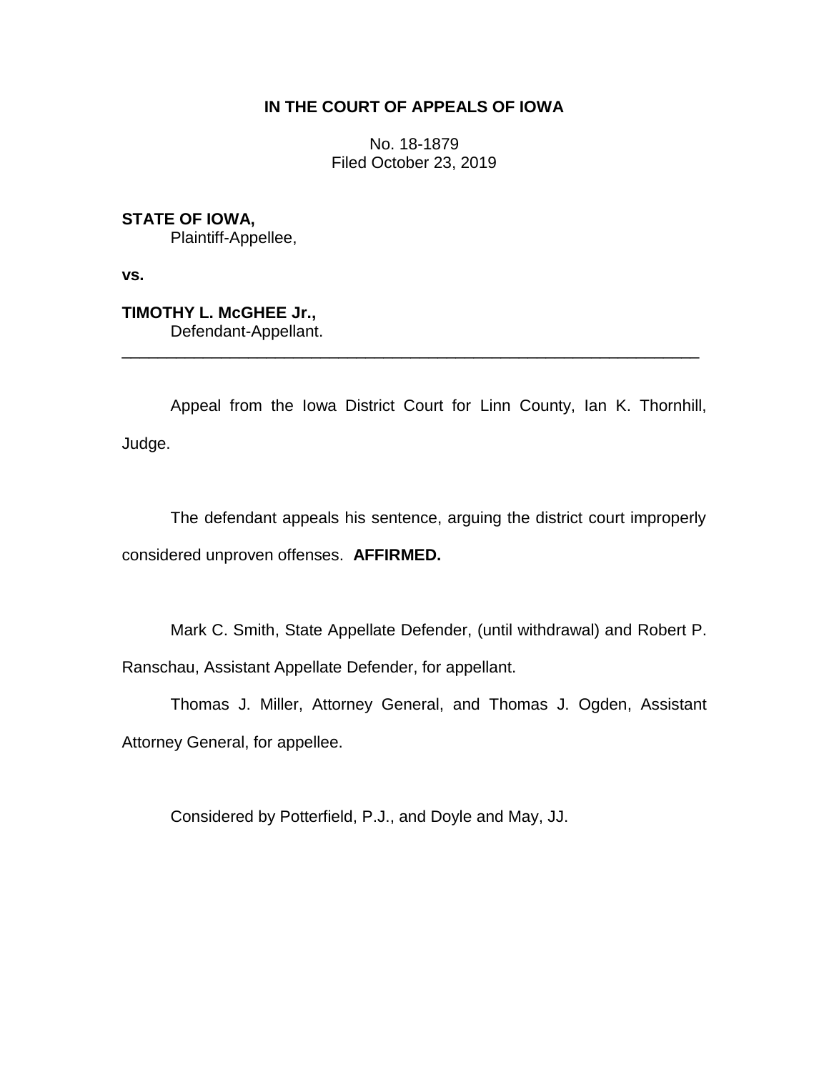**IN THE COURT OF APPEALS OF IOWA**

No. 18-1879
Filed October 23, 2019

**STATE OF IOWA,**
Plaintiff-Appellee,

**vs.**

**TIMOTHY L. McGHEE Jr.,**
Defendant-Appellant.

---

Appeal from the Iowa District Court for Linn County, Ian K. Thornhill, Judge.

The defendant appeals his sentence, arguing the district court improperly considered unproven offenses. **AFFIRMED.**

Mark C. Smith, State Appellate Defender, (until withdrawal) and Robert P. Ranschau, Assistant Appellate Defender, for appellant.

Thomas J. Miller, Attorney General, and Thomas J. Ogden, Assistant Attorney General, for appellee.

Considered by Potterfield, P.J., and Doyle and May, JJ.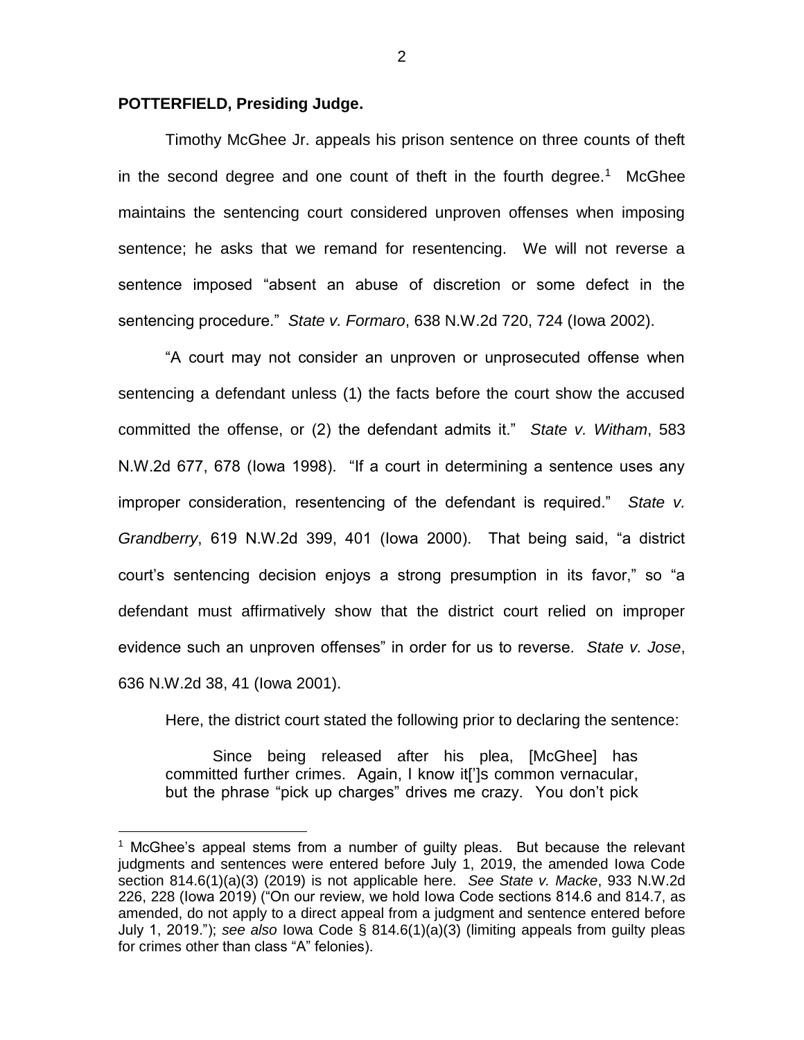**POTTERFIELD, Presiding Judge.**

Timothy McGhee Jr. appeals his prison sentence on three counts of theft in the second degree and one count of theft in the fourth degree.[1] McGhee maintains the sentencing court considered unproven offenses when imposing sentence; he asks that we remand for resentencing. We will not reverse a sentence imposed "absent an abuse of discretion or some defect in the sentencing procedure." *State v. Formaro*, 638 N.W.2d 720, 724 (Iowa 2002).

"A court may not consider an unproven or unprosecuted offense when sentencing a defendant unless (1) the facts before the court show the accused committed the offense, or (2) the defendant admits it." *State v. Witham*, 583 N.W.2d 677, 678 (Iowa 1998). "If a court in determining a sentence uses any improper consideration, resentencing of the defendant is required." *State v. Grandberry*, 619 N.W.2d 399, 401 (Iowa 2000). That being said, "a district court's sentencing decision enjoys a strong presumption in its favor," so "a defendant must affirmatively show that the district court relied on improper evidence such an unproven offenses" in order for us to reverse. *State v. Jose*, 636 N.W.2d 38, 41 (Iowa 2001).

Here, the district court stated the following prior to declaring the sentence:

> Since being released after his plea, [McGhee] has committed further crimes. Again, I know it[']s common vernacular, but the phrase "pick up charges" drives me crazy. You don't pick

---

[1] McGhee's appeal stems from a number of guilty pleas. But because the relevant judgments and sentences were entered before July 1, 2019, the amended Iowa Code section 814.6(1)(a)(3) (2019) is not applicable here. *See State v. Macke*, 933 N.W.2d 226, 228 (Iowa 2019) ("On our review, we hold Iowa Code sections 814.6 and 814.7, as amended, do not apply to a direct appeal from a judgment and sentence entered before July 1, 2019."); *see also* Iowa Code § 814.6(1)(a)(3) (limiting appeals from guilty pleas for crimes other than class "A" felonies).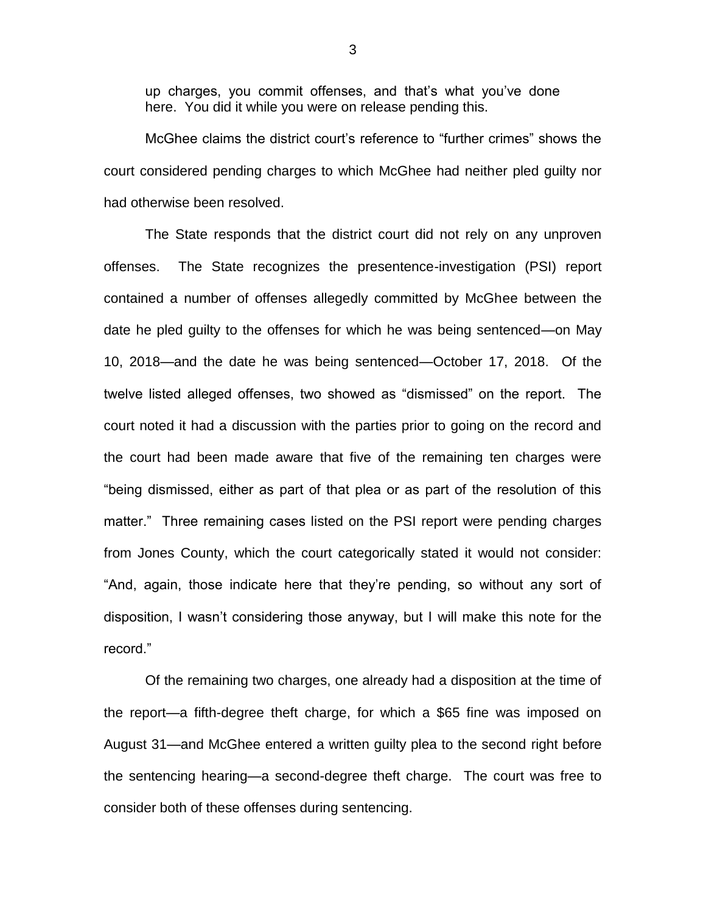> up charges, you commit offenses, and that's what you've done here. You did it while you were on release pending this.

McGhee claims the district court's reference to "further crimes" shows the court considered pending charges to which McGhee had neither pled guilty nor had otherwise been resolved.

The State responds that the district court did not rely on any unproven offenses. The State recognizes the presentence-investigation (PSI) report contained a number of offenses allegedly committed by McGhee between the date he pled guilty to the offenses for which he was being sentenced—on May 10, 2018—and the date he was being sentenced—October 17, 2018. Of the twelve listed alleged offenses, two showed as "dismissed" on the report. The court noted it had a discussion with the parties prior to going on the record and the court had been made aware that five of the remaining ten charges were "being dismissed, either as part of that plea or as part of the resolution of this matter." Three remaining cases listed on the PSI report were pending charges from Jones County, which the court categorically stated it would not consider: "And, again, those indicate here that they're pending, so without any sort of disposition, I wasn't considering those anyway, but I will make this note for the record."

Of the remaining two charges, one already had a disposition at the time of the report—a fifth-degree theft charge, for which a $65 fine was imposed on August 31—and McGhee entered a written guilty plea to the second right before the sentencing hearing—a second-degree theft charge. The court was free to consider both of these offenses during sentencing.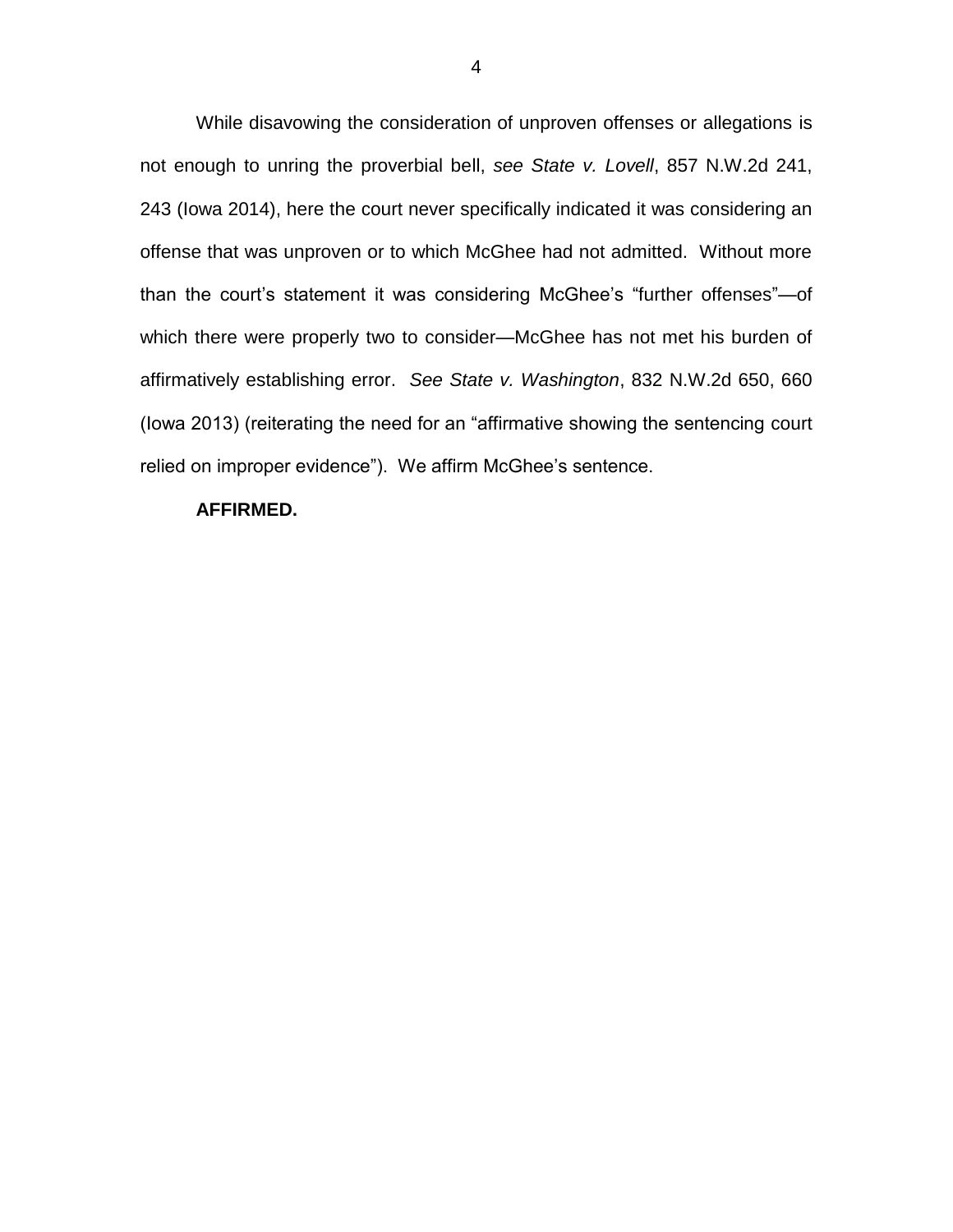While disavowing the consideration of unproven offenses or allegations is not enough to unring the proverbial bell, *see State v. Lovell*, 857 N.W.2d 241, 243 (Iowa 2014), here the court never specifically indicated it was considering an offense that was unproven or to which McGhee had not admitted. Without more than the court's statement it was considering McGhee's "further offenses"—of which there were properly two to consider—McGhee has not met his burden of affirmatively establishing error. *See State v. Washington*, 832 N.W.2d 650, 660 (Iowa 2013) (reiterating the need for an "affirmative showing the sentencing court relied on improper evidence"). We affirm McGhee's sentence.

**AFFIRMED.**